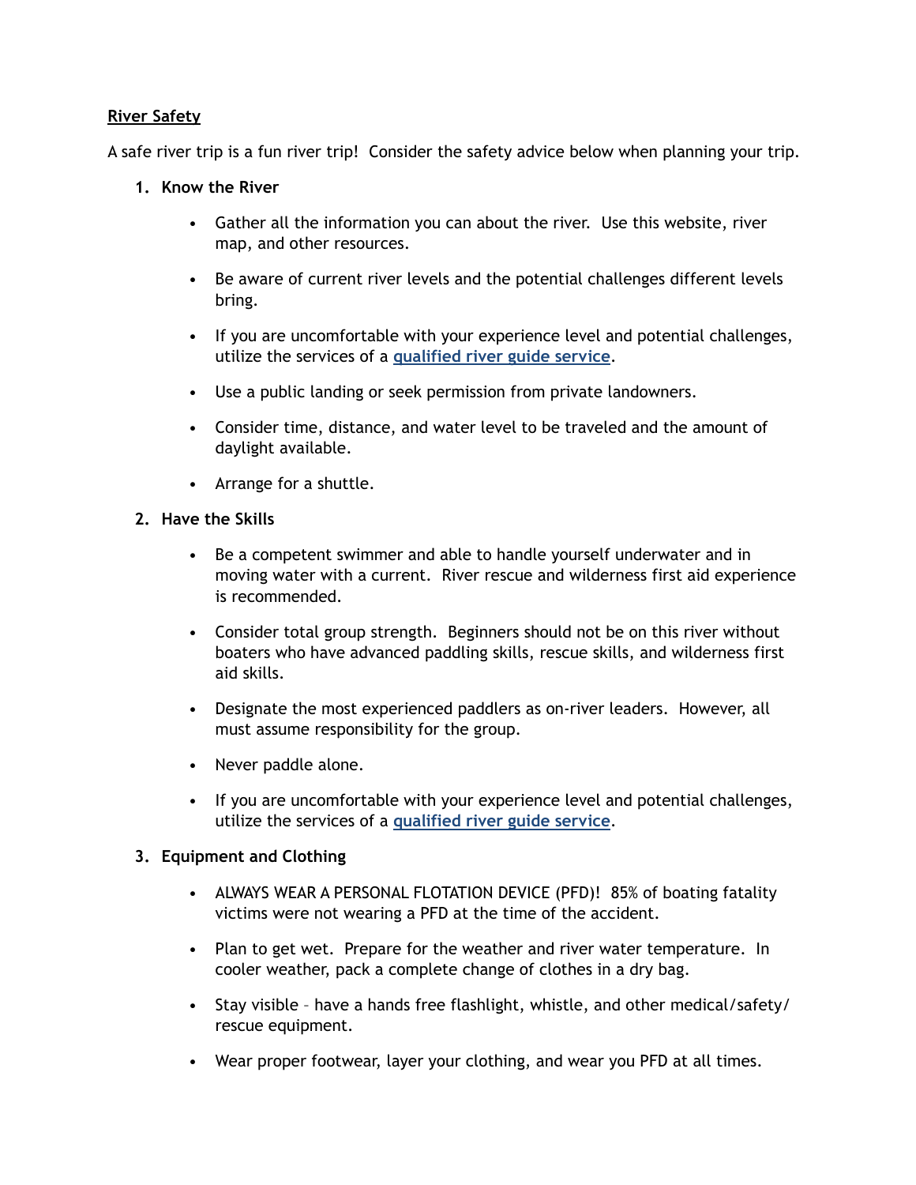# River Safety

A safe river trip is a fun river trip! Consider the safety advice below when planning your trip.

1. **Know the River**

   - Gather all the information you can about the river. Use this website, river map, and other resources.
   - Be aware of current river levels and the potential challenges different levels bring.
   - If you are uncomfortable with your experience level and potential challenges, utilize the services of a **qualified river guide service**.
   - Use a public landing or seek permission from private landowners.
   - Consider time, distance, and water level to be traveled and the amount of daylight available.
   - Arrange for a shuttle.

2. **Have the Skills**

   - Be a competent swimmer and able to handle yourself underwater and in moving water with a current. River rescue and wilderness first aid experience is recommended.
   - Consider total group strength. Beginners should not be on this river without boaters who have advanced paddling skills, rescue skills, and wilderness first aid skills.
   - Designate the most experienced paddlers as on-river leaders. However, all must assume responsibility for the group.
   - Never paddle alone.
   - If you are uncomfortable with your experience level and potential challenges, utilize the services of a **qualified river guide service**.

3. **Equipment and Clothing**

   - ALWAYS WEAR A PERSONAL FLOTATION DEVICE (PFD)! 85% of boating fatality victims were not wearing a PFD at the time of the accident.
   - Plan to get wet. Prepare for the weather and river water temperature. In cooler weather, pack a complete change of clothes in a dry bag.
   - Stay visible – have a hands free flashlight, whistle, and other medical/safety/rescue equipment.
   - Wear proper footwear, layer your clothing, and wear you PFD at all times.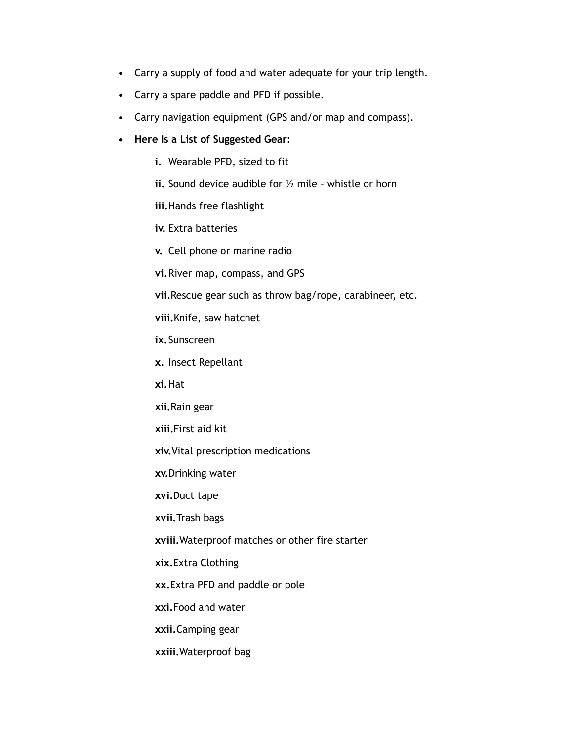- Carry a supply of food and water adequate for your trip length.
- Carry a spare paddle and PFD if possible.
- Carry navigation equipment (GPS and/or map and compass).
- **Here Is a List of Suggested Gear:**
    - **i.** Wearable PFD, sized to fit
    - **ii.** Sound device audible for ½ mile – whistle or horn
    - **iii.** Hands free flashlight
    - **iv.** Extra batteries
    - **v.** Cell phone or marine radio
    - **vi.** River map, compass, and GPS
    - **vii.** Rescue gear such as throw bag/rope, carabineer, etc.
    - **viii.** Knife, saw hatchet
    - **ix.** Sunscreen
    - **x.** Insect Repellant
    - **xi.** Hat
    - **xii.** Rain gear
    - **xiii.** First aid kit
    - **xiv.** Vital prescription medications
    - **xv.** Drinking water
    - **xvi.** Duct tape
    - **xvii.** Trash bags
    - **xviii.** Waterproof matches or other fire starter
    - **xix.** Extra Clothing
    - **xx.** Extra PFD and paddle or pole
    - **xxi.** Food and water
    - **xxii.** Camping gear
    - **xxiii.** Waterproof bag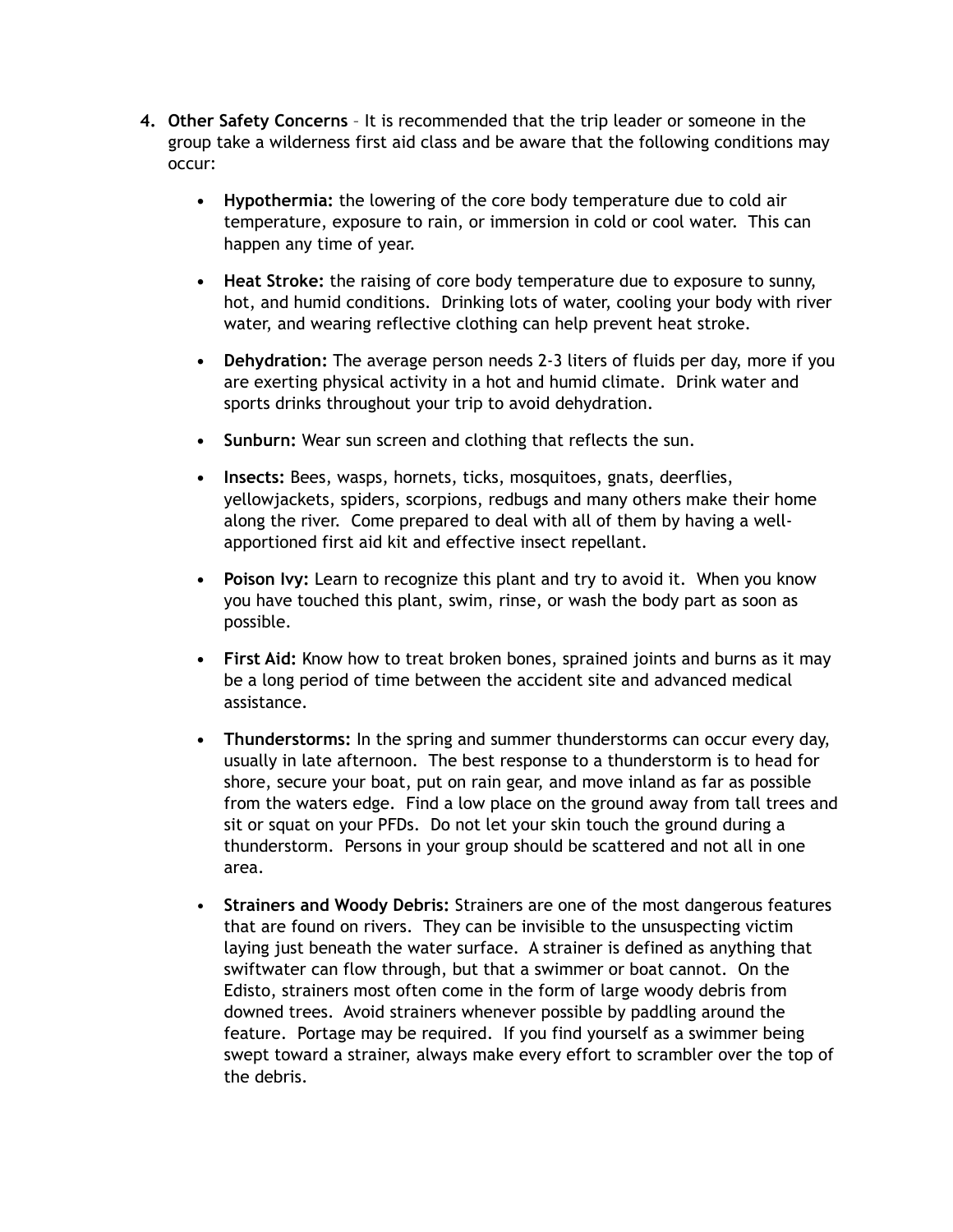4. **Other Safety Concerns** – It is recommended that the trip leader or someone in the group take a wilderness first aid class and be aware that the following conditions may occur:

   - **Hypothermia:** the lowering of the core body temperature due to cold air temperature, exposure to rain, or immersion in cold or cool water. This can happen any time of year.

   - **Heat Stroke:** the raising of core body temperature due to exposure to sunny, hot, and humid conditions. Drinking lots of water, cooling your body with river water, and wearing reflective clothing can help prevent heat stroke.

   - **Dehydration:** The average person needs 2-3 liters of fluids per day, more if you are exerting physical activity in a hot and humid climate. Drink water and sports drinks throughout your trip to avoid dehydration.

   - **Sunburn:** Wear sun screen and clothing that reflects the sun.

   - **Insects:** Bees, wasps, hornets, ticks, mosquitoes, gnats, deerflies, yellowjackets, spiders, scorpions, redbugs and many others make their home along the river. Come prepared to deal with all of them by having a well-apportioned first aid kit and effective insect repellant.

   - **Poison Ivy:** Learn to recognize this plant and try to avoid it. When you know you have touched this plant, swim, rinse, or wash the body part as soon as possible.

   - **First Aid:** Know how to treat broken bones, sprained joints and burns as it may be a long period of time between the accident site and advanced medical assistance.

   - **Thunderstorms:** In the spring and summer thunderstorms can occur every day, usually in late afternoon. The best response to a thunderstorm is to head for shore, secure your boat, put on rain gear, and move inland as far as possible from the waters edge. Find a low place on the ground away from tall trees and sit or squat on your PFDs. Do not let your skin touch the ground during a thunderstorm. Persons in your group should be scattered and not all in one area.

   - **Strainers and Woody Debris:** Strainers are one of the most dangerous features that are found on rivers. They can be invisible to the unsuspecting victim laying just beneath the water surface. A strainer is defined as anything that swiftwater can flow through, but that a swimmer or boat cannot. On the Edisto, strainers most often come in the form of large woody debris from downed trees. Avoid strainers whenever possible by paddling around the feature. Portage may be required. If you find yourself as a swimmer being swept toward a strainer, always make every effort to scrambler over the top of the debris.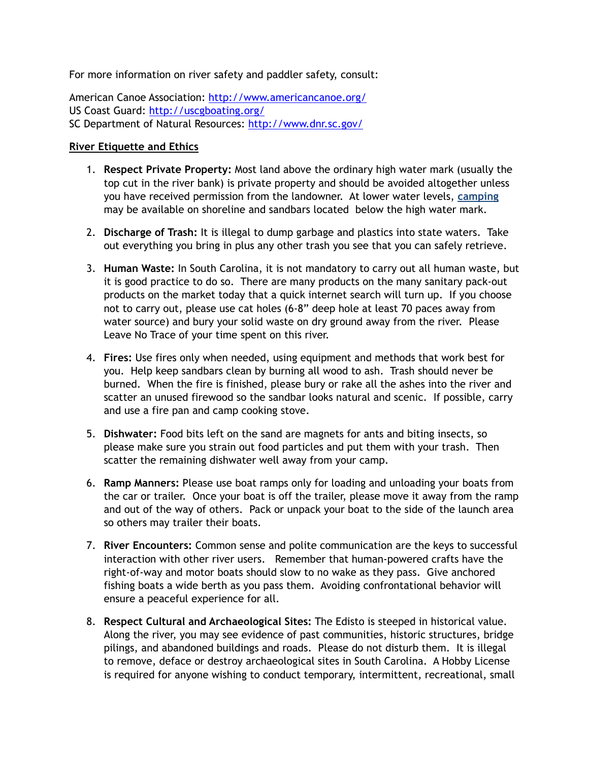For more information on river safety and paddler safety, consult:

American Canoe Association: [http://www.americancanoe.org/](http://www.americancanoe.org/)
US Coast Guard: [http://uscgboating.org/](http://uscgboating.org/)
SC Department of Natural Resources: [http://www.dnr.sc.gov/](http://www.dnr.sc.gov/)

## River Etiquette and Ethics

1. **Respect Private Property:** Most land above the ordinary high water mark (usually the top cut in the river bank) is private property and should be avoided altogether unless you have received permission from the landowner. At lower water levels, **camping** may be available on shoreline and sandbars located below the high water mark.

2. **Discharge of Trash:** It is illegal to dump garbage and plastics into state waters. Take out everything you bring in plus any other trash you see that you can safely retrieve.

3. **Human Waste:** In South Carolina, it is not mandatory to carry out all human waste, but it is good practice to do so. There are many products on the many sanitary pack-out products on the market today that a quick internet search will turn up. If you choose not to carry out, please use cat holes (6-8" deep hole at least 70 paces away from water source) and bury your solid waste on dry ground away from the river. Please Leave No Trace of your time spent on this river.

4. **Fires:** Use fires only when needed, using equipment and methods that work best for you. Help keep sandbars clean by burning all wood to ash. Trash should never be burned. When the fire is finished, please bury or rake all the ashes into the river and scatter an unused firewood so the sandbar looks natural and scenic. If possible, carry and use a fire pan and camp cooking stove.

5. **Dishwater:** Food bits left on the sand are magnets for ants and biting insects, so please make sure you strain out food particles and put them with your trash. Then scatter the remaining dishwater well away from your camp.

6. **Ramp Manners:** Please use boat ramps only for loading and unloading your boats from the car or trailer. Once your boat is off the trailer, please move it away from the ramp and out of the way of others. Pack or unpack your boat to the side of the launch area so others may trailer their boats.

7. **River Encounters:** Common sense and polite communication are the keys to successful interaction with other river users. Remember that human-powered crafts have the right-of-way and motor boats should slow to no wake as they pass. Give anchored fishing boats a wide berth as you pass them. Avoiding confrontational behavior will ensure a peaceful experience for all.

8. **Respect Cultural and Archaeological Sites:** The Edisto is steeped in historical value. Along the river, you may see evidence of past communities, historic structures, bridge pilings, and abandoned buildings and roads. Please do not disturb them. It is illegal to remove, deface or destroy archaeological sites in South Carolina. A Hobby License is required for anyone wishing to conduct temporary, intermittent, recreational, small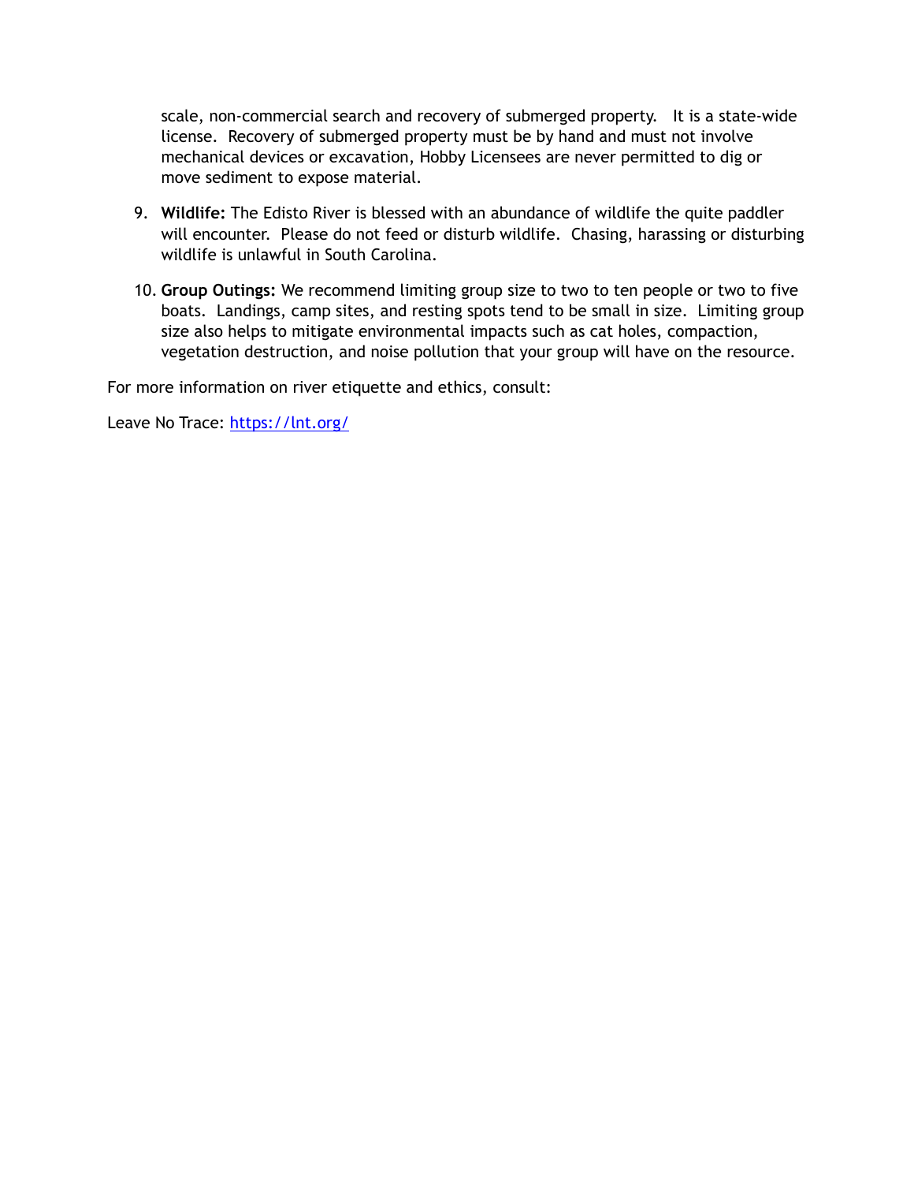scale, non-commercial search and recovery of submerged property. It is a state-wide license. Recovery of submerged property must be by hand and must not involve mechanical devices or excavation, Hobby Licensees are never permitted to dig or move sediment to expose material.

9. **Wildlife:** The Edisto River is blessed with an abundance of wildlife the quite paddler will encounter. Please do not feed or disturb wildlife. Chasing, harassing or disturbing wildlife is unlawful in South Carolina.

10. **Group Outings:** We recommend limiting group size to two to ten people or two to five boats. Landings, camp sites, and resting spots tend to be small in size. Limiting group size also helps to mitigate environmental impacts such as cat holes, compaction, vegetation destruction, and noise pollution that your group will have on the resource.

For more information on river etiquette and ethics, consult:

Leave No Trace: [https://lnt.org/](https://lnt.org/)